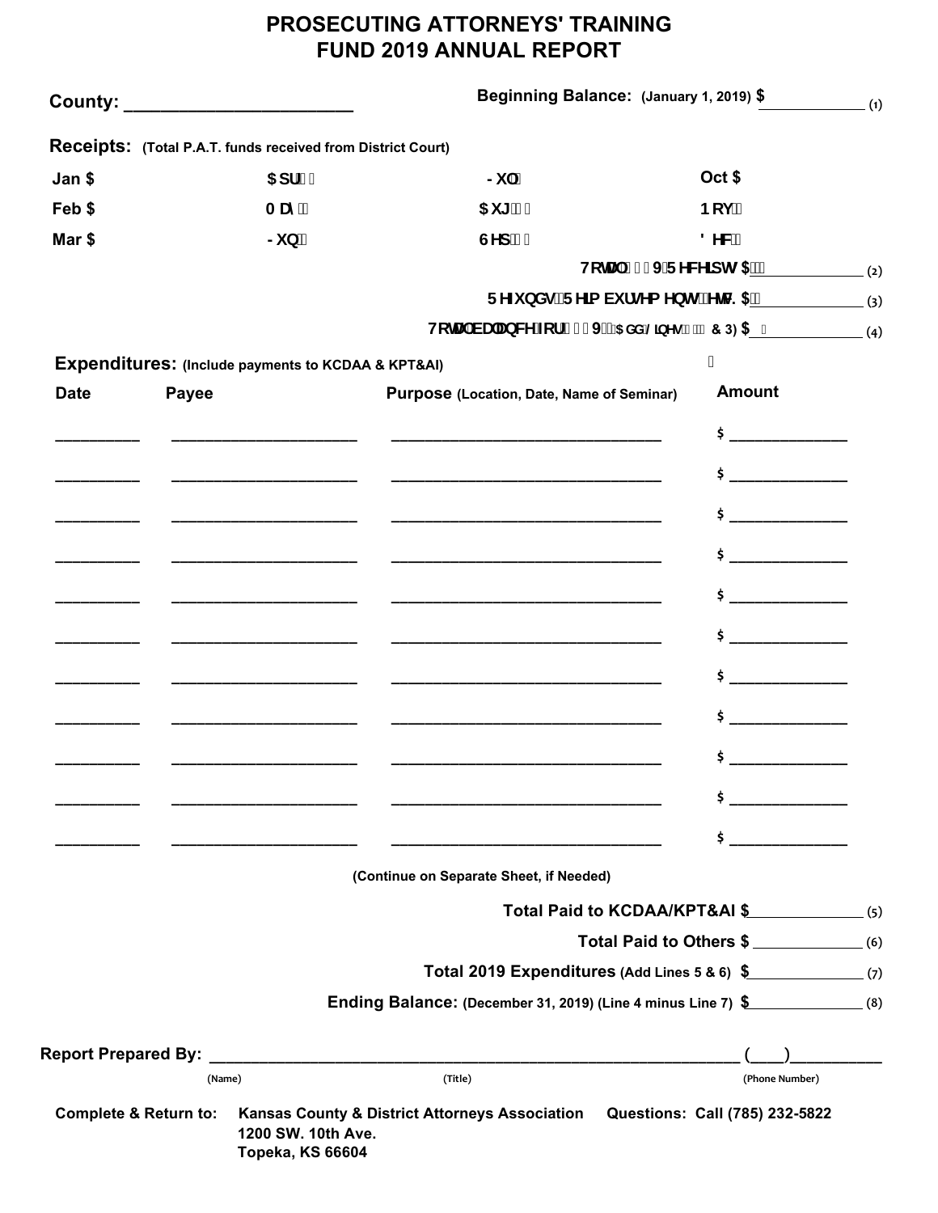# PROSECUTING ATTORNEYS' TRAINING FUND 2019 ANNUAL REPORT

**County:** ______________________

**Beginning Balance:** (January 1, 2019) $______________ (1)

**Receipts:** (Total P.A.T. funds received from District Court)

| | | | |
|---|---|---|---|
| Jan $ | Apr $ | Jul $ | Oct $ |
| Feb $ | May $ | Aug $ | Nov $ |
| Mar $ | Jun $ | Sep $ | Dec $ |

Total 2019 Receipts $______________ (2)

Refunds/Reimbursements/Int. $______________ (3)

Total balance for 2019 (Add Lines 1, 2 & 3) $______________ (4)

**Expenditures:** (Include payments to KCDAA & KPT&AI)

| Date | Payee | Purpose (Location, Date, Name of Seminar) | Amount |
|---|---|---|---|
| _________ | ____________________ | _____________________________ | $ _____________ |
| _________ | ____________________ | _____________________________ | $ _____________ |
| _________ | ____________________ | _____________________________ | $ _____________ |
| _________ | ____________________ | _____________________________ | $ _____________ |
| _________ | ____________________ | _____________________________ | $ _____________ |
| _________ | ____________________ | _____________________________ | $ _____________ |
| _________ | ____________________ | _____________________________ | $ _____________ |
| _________ | ____________________ | _____________________________ | $ _____________ |
| _________ | ____________________ | _____________________________ | $ _____________ |
| _________ | ____________________ | _____________________________ | $ _____________ |
| _________ | ____________________ | _____________________________ | $ _____________ |

(Continue on Separate Sheet, if Needed)

**Total Paid to KCDAA/KPT&AI** $______________ (5)

**Total Paid to Others** $______________ (6)

**Total 2019 Expenditures** (Add Lines 5 & 6) $______________ (7)

**Ending Balance:** (December 31, 2019) (Line 4 minus Line 7) $______________ (8)

**Report Prepared By:** ______________________________________________________ (___)__________

(Name) (Title) (Phone Number)

**Complete & Return to:** Kansas County & District Attorneys Association
1200 SW. 10th Ave.
Topeka, KS 66604

**Questions: Call (785) 232-5822**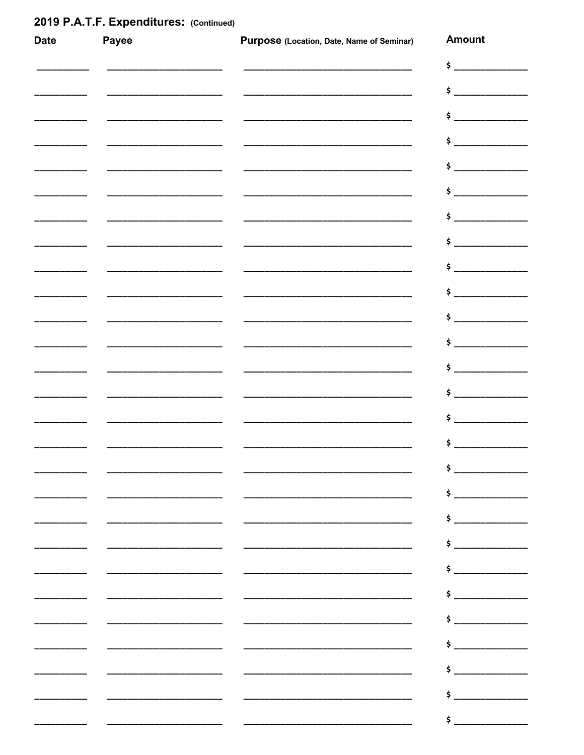## 2019 P.A.T.F. Expenditures: (Continued)

| Date | Payee | Purpose (Location, Date, Name of Seminar) | Amount |
| --- | --- | --- | --- |
| | | | $ |
| | | | $ |
| | | | $ |
| | | | $ |
| | | | $ |
| | | | $ |
| | | | $ |
| | | | $ |
| | | | $ |
| | | | $ |
| | | | $ |
| | | | $ |
| | | | $ |
| | | | $ |
| | | | $ |
| | | | $ |
| | | | $ |
| | | | $ |
| | | | $ |
| | | | $ |
| | | | $ |
| | | | $ |
| | | | $ |
| | | | $ |
| | | | $ |
| | | | $ |
| | | | $ |